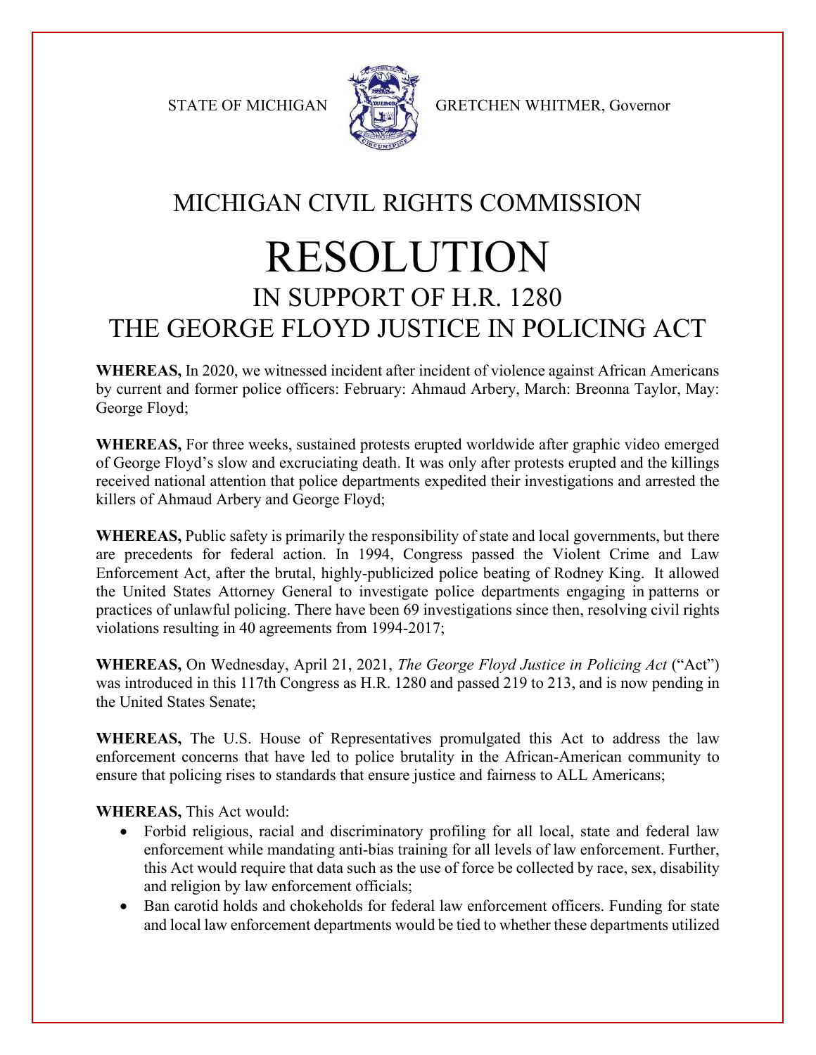STATE OF MICHIGAN GRETCHEN WHITMER, Governor

# MICHIGAN CIVIL RIGHTS COMMISSION

# RESOLUTION

## IN SUPPORT OF H.R. 1280 THE GEORGE FLOYD JUSTICE IN POLICING ACT

**WHEREAS,** In 2020, we witnessed incident after incident of violence against African Americans by current and former police officers: February: Ahmaud Arbery, March: Breonna Taylor, May: George Floyd;

**WHEREAS,** For three weeks, sustained protests erupted worldwide after graphic video emerged of George Floyd's slow and excruciating death. It was only after protests erupted and the killings received national attention that police departments expedited their investigations and arrested the killers of Ahmaud Arbery and George Floyd;

**WHEREAS,** Public safety is primarily the responsibility of state and local governments, but there are precedents for federal action. In 1994, Congress passed the Violent Crime and Law Enforcement Act, after the brutal, highly-publicized police beating of Rodney King. It allowed the United States Attorney General to investigate police departments engaging in patterns or practices of unlawful policing. There have been 69 investigations since then, resolving civil rights violations resulting in 40 agreements from 1994-2017;

**WHEREAS,** On Wednesday, April 21, 2021, *The George Floyd Justice in Policing Act* ("Act") was introduced in this 117th Congress as H.R. 1280 and passed 219 to 213, and is now pending in the United States Senate;

**WHEREAS,** The U.S. House of Representatives promulgated this Act to address the law enforcement concerns that have led to police brutality in the African-American community to ensure that policing rises to standards that ensure justice and fairness to ALL Americans;

**WHEREAS,** This Act would:

- Forbid religious, racial and discriminatory profiling for all local, state and federal law enforcement while mandating anti-bias training for all levels of law enforcement. Further, this Act would require that data such as the use of force be collected by race, sex, disability and religion by law enforcement officials;
- Ban carotid holds and chokeholds for federal law enforcement officers. Funding for state and local law enforcement departments would be tied to whether these departments utilized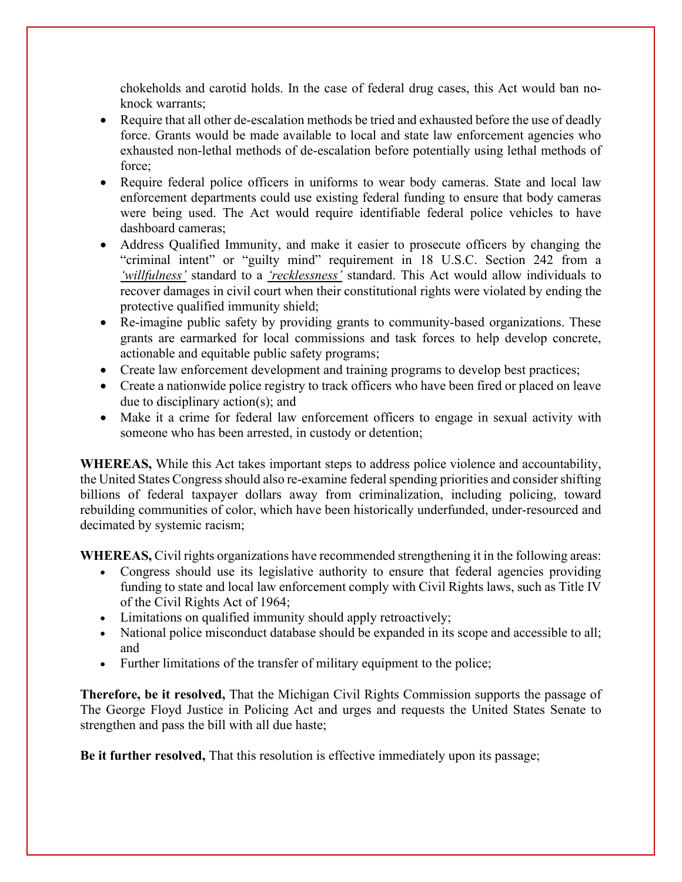chokeholds and carotid holds. In the case of federal drug cases, this Act would ban no-knock warrants;

- Require that all other de-escalation methods be tried and exhausted before the use of deadly force. Grants would be made available to local and state law enforcement agencies who exhausted non-lethal methods of de-escalation before potentially using lethal methods of force;
- Require federal police officers in uniforms to wear body cameras. State and local law enforcement departments could use existing federal funding to ensure that body cameras were being used. The Act would require identifiable federal police vehicles to have dashboard cameras;
- Address Qualified Immunity, and make it easier to prosecute officers by changing the "criminal intent" or "guilty mind" requirement in 18 U.S.C. Section 242 from a *'willfulness'* standard to a *'recklessness'* standard. This Act would allow individuals to recover damages in civil court when their constitutional rights were violated by ending the protective qualified immunity shield;
- Re-imagine public safety by providing grants to community-based organizations. These grants are earmarked for local commissions and task forces to help develop concrete, actionable and equitable public safety programs;
- Create law enforcement development and training programs to develop best practices;
- Create a nationwide police registry to track officers who have been fired or placed on leave due to disciplinary action(s); and
- Make it a crime for federal law enforcement officers to engage in sexual activity with someone who has been arrested, in custody or detention;

**WHEREAS,** While this Act takes important steps to address police violence and accountability, the United States Congress should also re-examine federal spending priorities and consider shifting billions of federal taxpayer dollars away from criminalization, including policing, toward rebuilding communities of color, which have been historically underfunded, under-resourced and decimated by systemic racism;

**WHEREAS,** Civil rights organizations have recommended strengthening it in the following areas:

- Congress should use its legislative authority to ensure that federal agencies providing funding to state and local law enforcement comply with Civil Rights laws, such as Title IV of the Civil Rights Act of 1964;
- Limitations on qualified immunity should apply retroactively;
- National police misconduct database should be expanded in its scope and accessible to all; and
- Further limitations of the transfer of military equipment to the police;

**Therefore, be it resolved,** That the Michigan Civil Rights Commission supports the passage of The George Floyd Justice in Policing Act and urges and requests the United States Senate to strengthen and pass the bill with all due haste;

**Be it further resolved,** That this resolution is effective immediately upon its passage;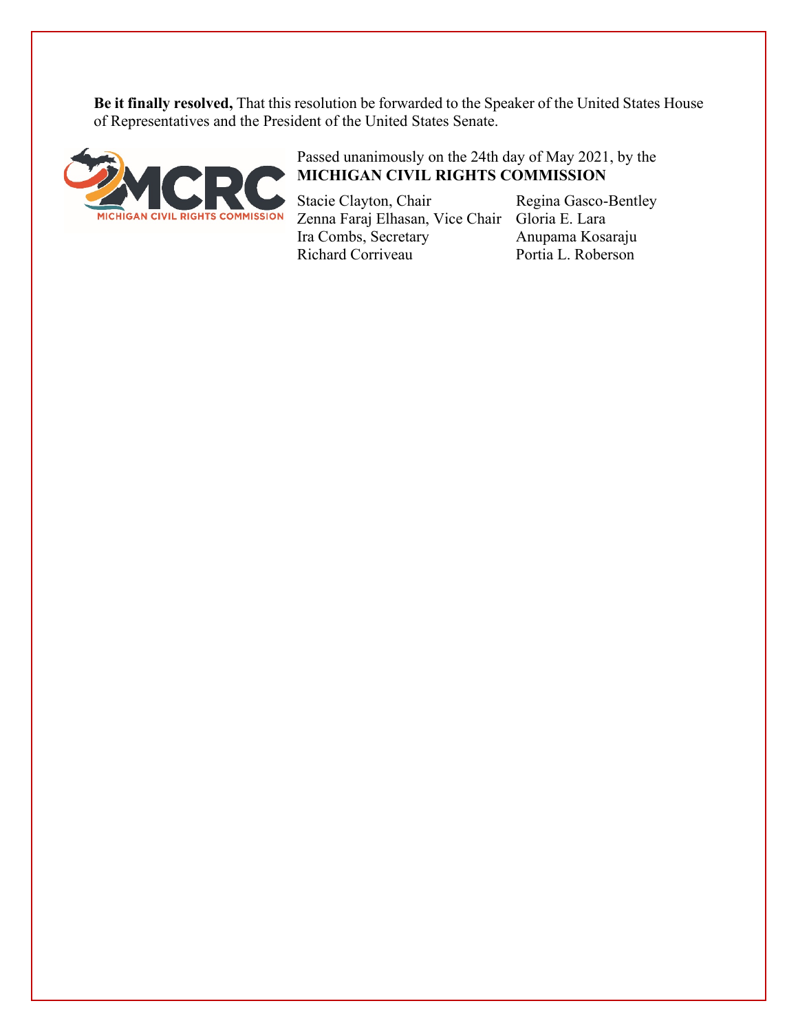**Be it finally resolved,** That this resolution be forwarded to the Speaker of the United States House of Representatives and the President of the United States Senate.

MCRC
MICHIGAN CIVIL RIGHTS COMMISSION

Passed unanimously on the 24th day of May 2021, by the
**MICHIGAN CIVIL RIGHTS COMMISSION**

Stacie Clayton, Chair
Zenna Faraj Elhasan, Vice Chair
Ira Combs, Secretary
Richard Corriveau
Regina Gasco-Bentley
Gloria E. Lara
Anupama Kosaraju
Portia L. Roberson